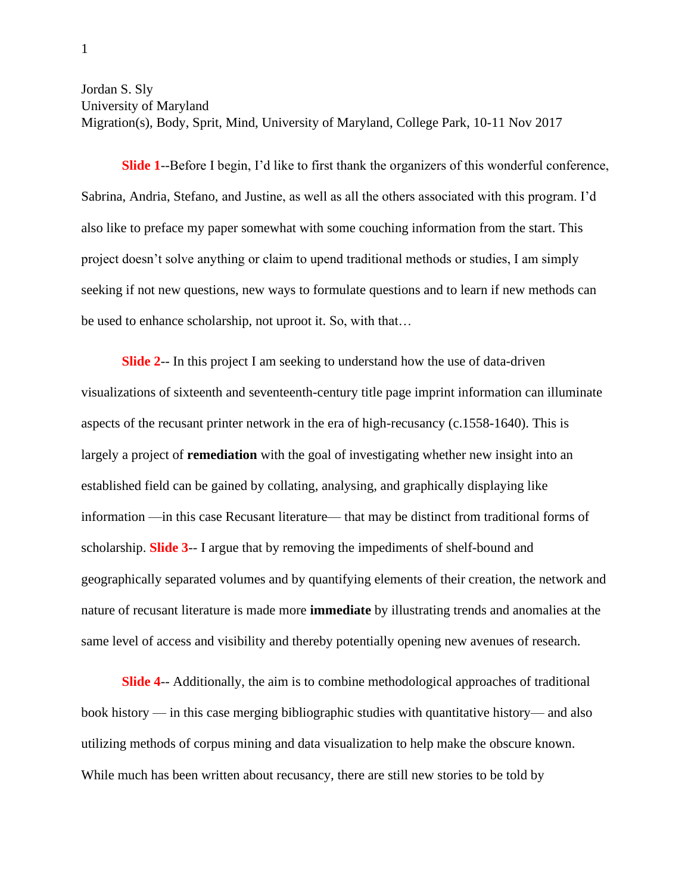Jordan S. Sly  
University of Maryland  
Migration(s), Body, Sprit, Mind, University of Maryland, College Park, 10-11 Nov 2017

**Slide 1**--Before I begin, I'd like to first thank the organizers of this wonderful conference, Sabrina, Andria, Stefano, and Justine, as well as all the others associated with this program. I'd also like to preface my paper somewhat with some couching information from the start. This project doesn't solve anything or claim to upend traditional methods or studies, I am simply seeking if not new questions, new ways to formulate questions and to learn if new methods can be used to enhance scholarship, not uproot it. So, with that…

**Slide 2**-- In this project I am seeking to understand how the use of data-driven visualizations of sixteenth and seventeenth-century title page imprint information can illuminate aspects of the recusant printer network in the era of high-recusancy (c.1558-1640). This is largely a project of **remediation** with the goal of investigating whether new insight into an established field can be gained by collating, analysing, and graphically displaying like information —in this case Recusant literature— that may be distinct from traditional forms of scholarship. **Slide 3**-- I argue that by removing the impediments of shelf-bound and geographically separated volumes and by quantifying elements of their creation, the network and nature of recusant literature is made more **immediate** by illustrating trends and anomalies at the same level of access and visibility and thereby potentially opening new avenues of research.

**Slide 4**-- Additionally, the aim is to combine methodological approaches of traditional book history — in this case merging bibliographic studies with quantitative history— and also utilizing methods of corpus mining and data visualization to help make the obscure known. While much has been written about recusancy, there are still new stories to be told by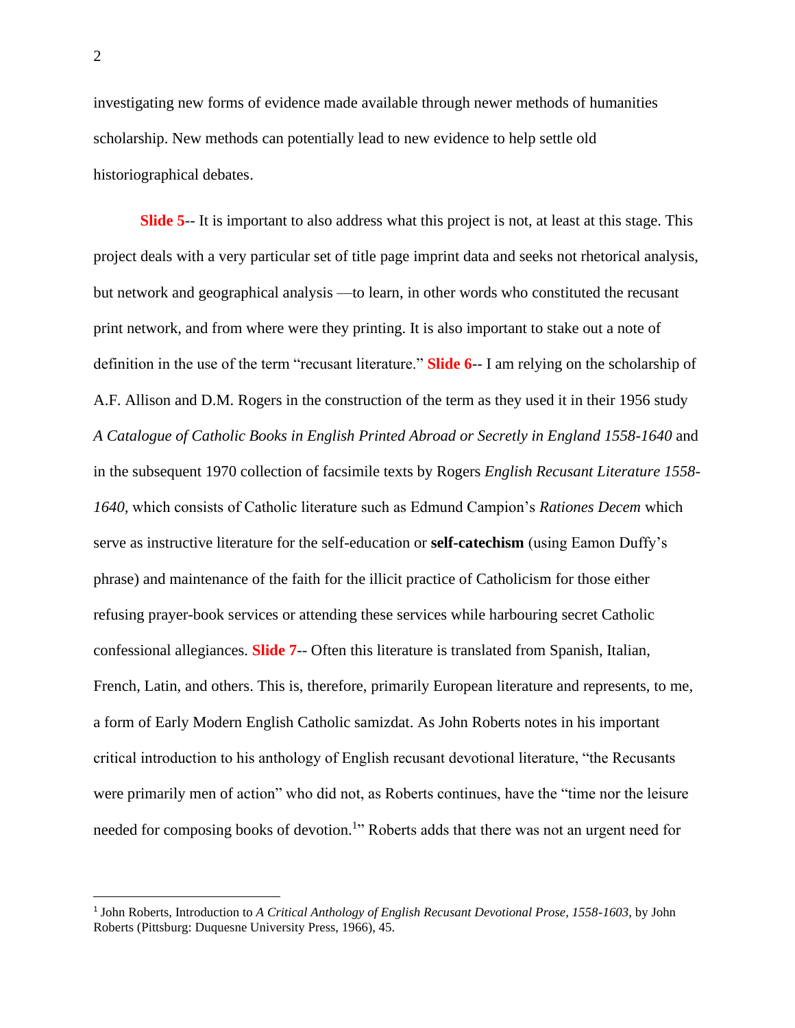investigating new forms of evidence made available through newer methods of humanities scholarship. New methods can potentially lead to new evidence to help settle old historiographical debates.

**Slide 5**-- It is important to also address what this project is not, at least at this stage. This project deals with a very particular set of title page imprint data and seeks not rhetorical analysis, but network and geographical analysis —to learn, in other words who constituted the recusant print network, and from where were they printing. It is also important to stake out a note of definition in the use of the term "recusant literature." **Slide 6**-- I am relying on the scholarship of A.F. Allison and D.M. Rogers in the construction of the term as they used it in their 1956 study *A Catalogue of Catholic Books in English Printed Abroad or Secretly in England 1558-1640* and in the subsequent 1970 collection of facsimile texts by Rogers *English Recusant Literature 1558-1640*, which consists of Catholic literature such as Edmund Campion's *Rationes Decem* which serve as instructive literature for the self-education or **self-catechism** (using Eamon Duffy's phrase) and maintenance of the faith for the illicit practice of Catholicism for those either refusing prayer-book services or attending these services while harbouring secret Catholic confessional allegiances. **Slide 7**-- Often this literature is translated from Spanish, Italian, French, Latin, and others. This is, therefore, primarily European literature and represents, to me, a form of Early Modern English Catholic samizdat. As John Roberts notes in his important critical introduction to his anthology of English recusant devotional literature, "the Recusants were primarily men of action" who did not, as Roberts continues, have the "time nor the leisure needed for composing books of devotion.[1]" Roberts adds that there was not an urgent need for

---

[1] John Roberts, Introduction to *A Critical Anthology of English Recusant Devotional Prose, 1558-1603*, by John Roberts (Pittsburg: Duquesne University Press, 1966), 45.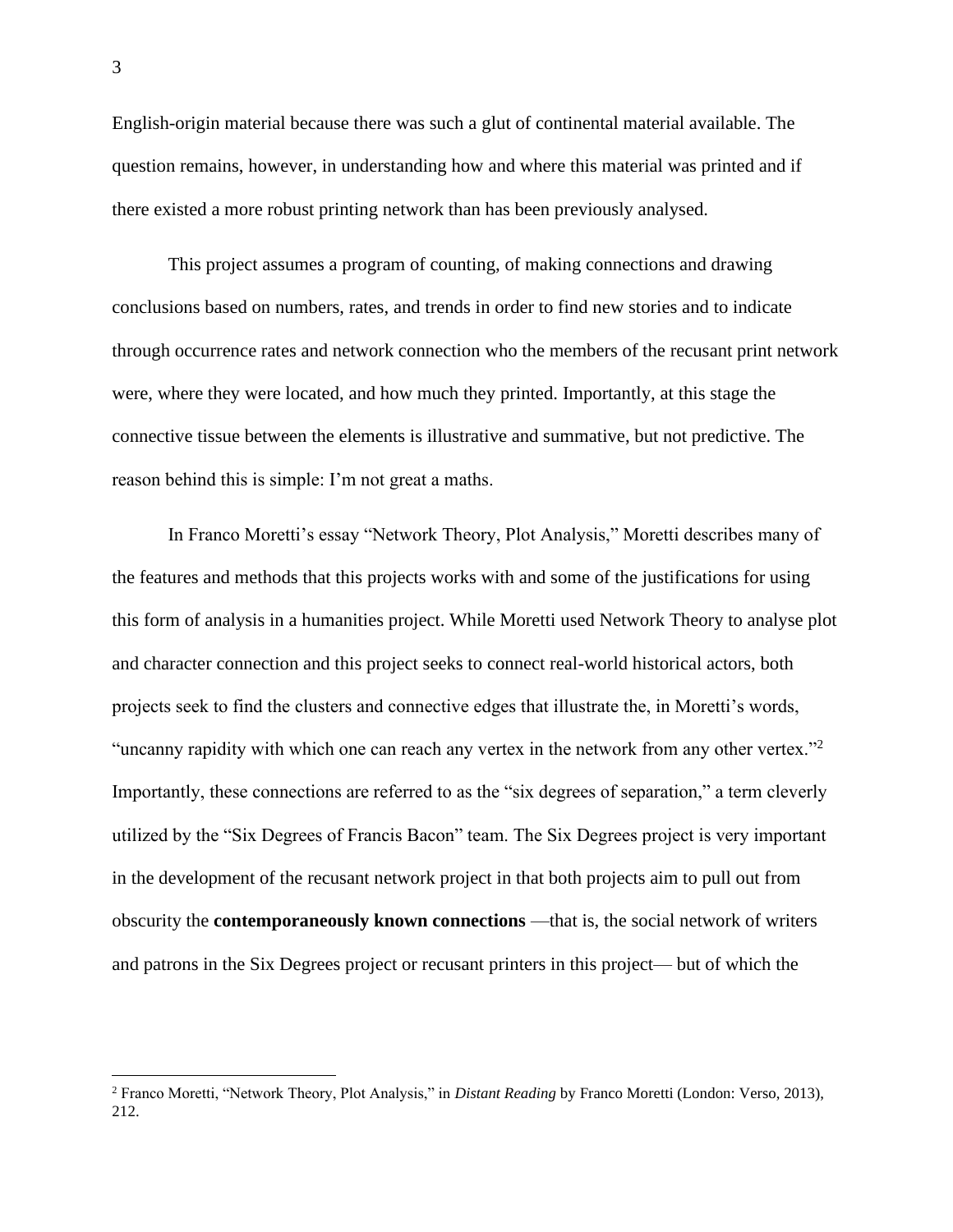English-origin material because there was such a glut of continental material available. The question remains, however, in understanding how and where this material was printed and if there existed a more robust printing network than has been previously analysed.

This project assumes a program of counting, of making connections and drawing conclusions based on numbers, rates, and trends in order to find new stories and to indicate through occurrence rates and network connection who the members of the recusant print network were, where they were located, and how much they printed. Importantly, at this stage the connective tissue between the elements is illustrative and summative, but not predictive. The reason behind this is simple: I'm not great a maths.

In Franco Moretti's essay "Network Theory, Plot Analysis," Moretti describes many of the features and methods that this projects works with and some of the justifications for using this form of analysis in a humanities project. While Moretti used Network Theory to analyse plot and character connection and this project seeks to connect real-world historical actors, both projects seek to find the clusters and connective edges that illustrate the, in Moretti's words, "uncanny rapidity with which one can reach any vertex in the network from any other vertex."[2] Importantly, these connections are referred to as the "six degrees of separation," a term cleverly utilized by the "Six Degrees of Francis Bacon" team. The Six Degrees project is very important in the development of the recusant network project in that both projects aim to pull out from obscurity the **contemporaneously known connections** —that is, the social network of writers and patrons in the Six Degrees project or recusant printers in this project— but of which the

---

[2] Franco Moretti, "Network Theory, Plot Analysis," in *Distant Reading* by Franco Moretti (London: Verso, 2013), 212.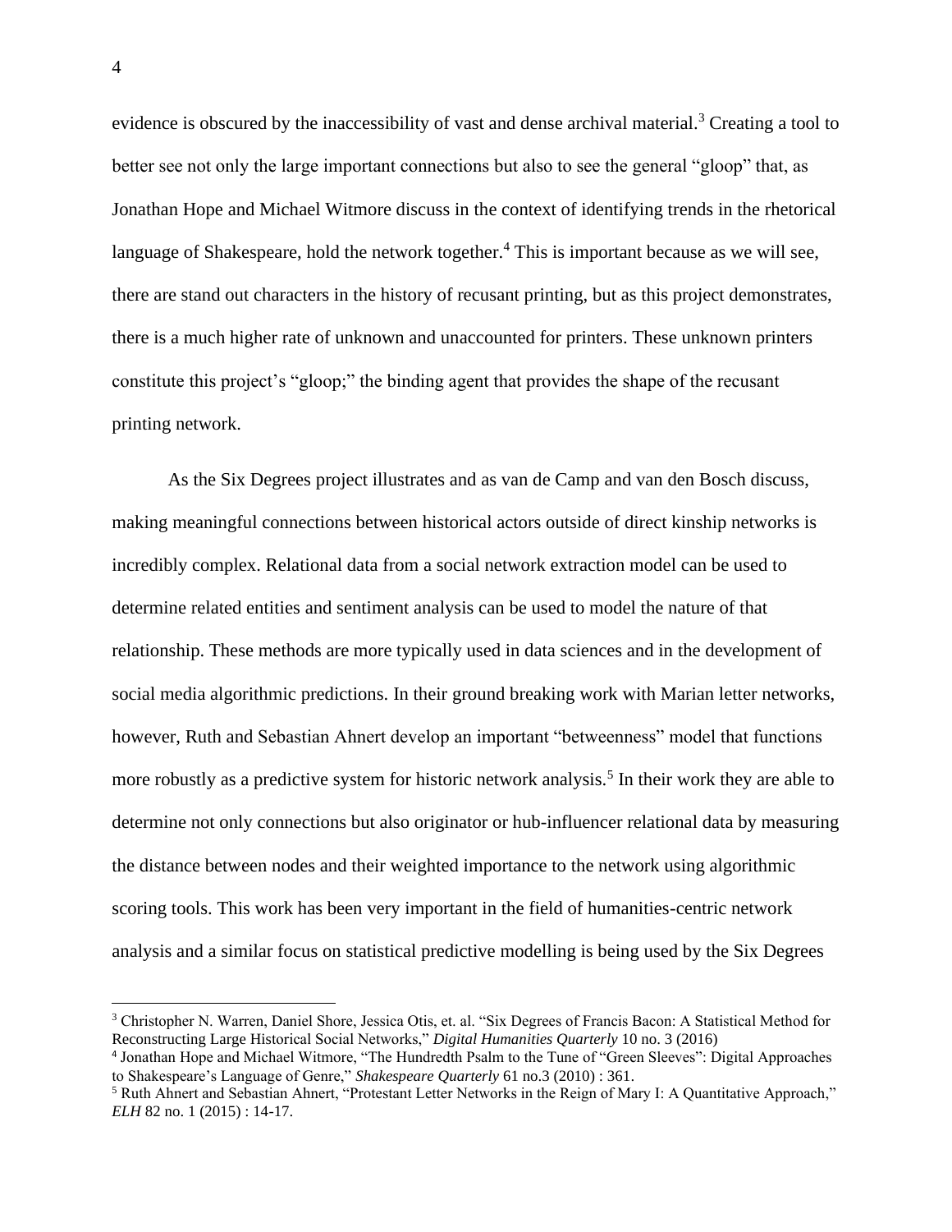evidence is obscured by the inaccessibility of vast and dense archival material.[3] Creating a tool to better see not only the large important connections but also to see the general "gloop" that, as Jonathan Hope and Michael Witmore discuss in the context of identifying trends in the rhetorical language of Shakespeare, hold the network together.[4] This is important because as we will see, there are stand out characters in the history of recusant printing, but as this project demonstrates, there is a much higher rate of unknown and unaccounted for printers. These unknown printers constitute this project's "gloop;" the binding agent that provides the shape of the recusant printing network.

As the Six Degrees project illustrates and as van de Camp and van den Bosch discuss, making meaningful connections between historical actors outside of direct kinship networks is incredibly complex. Relational data from a social network extraction model can be used to determine related entities and sentiment analysis can be used to model the nature of that relationship. These methods are more typically used in data sciences and in the development of social media algorithmic predictions. In their ground breaking work with Marian letter networks, however, Ruth and Sebastian Ahnert develop an important "betweenness" model that functions more robustly as a predictive system for historic network analysis.[5] In their work they are able to determine not only connections but also originator or hub-influencer relational data by measuring the distance between nodes and their weighted importance to the network using algorithmic scoring tools. This work has been very important in the field of humanities-centric network analysis and a similar focus on statistical predictive modelling is being used by the Six Degrees

---

[3] Christopher N. Warren, Daniel Shore, Jessica Otis, et. al. "Six Degrees of Francis Bacon: A Statistical Method for Reconstructing Large Historical Social Networks," *Digital Humanities Quarterly* 10 no. 3 (2016)

[4] Jonathan Hope and Michael Witmore, "The Hundredth Psalm to the Tune of "Green Sleeves": Digital Approaches to Shakespeare's Language of Genre," *Shakespeare Quarterly* 61 no.3 (2010) : 361.

[5] Ruth Ahnert and Sebastian Ahnert, "Protestant Letter Networks in the Reign of Mary I: A Quantitative Approach," *ELH* 82 no. 1 (2015) : 14-17.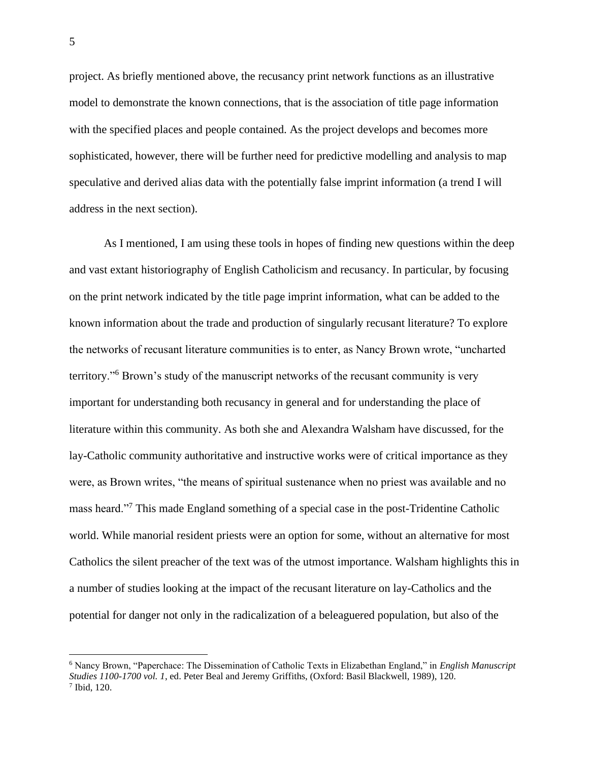project. As briefly mentioned above, the recusancy print network functions as an illustrative model to demonstrate the known connections, that is the association of title page information with the specified places and people contained. As the project develops and becomes more sophisticated, however, there will be further need for predictive modelling and analysis to map speculative and derived alias data with the potentially false imprint information (a trend I will address in the next section).

As I mentioned, I am using these tools in hopes of finding new questions within the deep and vast extant historiography of English Catholicism and recusancy. In particular, by focusing on the print network indicated by the title page imprint information, what can be added to the known information about the trade and production of singularly recusant literature? To explore the networks of recusant literature communities is to enter, as Nancy Brown wrote, "uncharted territory."[6] Brown's study of the manuscript networks of the recusant community is very important for understanding both recusancy in general and for understanding the place of literature within this community. As both she and Alexandra Walsham have discussed, for the lay-Catholic community authoritative and instructive works were of critical importance as they were, as Brown writes, "the means of spiritual sustenance when no priest was available and no mass heard."[7] This made England something of a special case in the post-Tridentine Catholic world. While manorial resident priests were an option for some, without an alternative for most Catholics the silent preacher of the text was of the utmost importance. Walsham highlights this in a number of studies looking at the impact of the recusant literature on lay-Catholics and the potential for danger not only in the radicalization of a beleaguered population, but also of the

---

[6] Nancy Brown, "Paperchace: The Dissemination of Catholic Texts in Elizabethan England," in *English Manuscript Studies 1100-1700 vol. 1*, ed. Peter Beal and Jeremy Griffiths, (Oxford: Basil Blackwell, 1989), 120.

[7] Ibid, 120.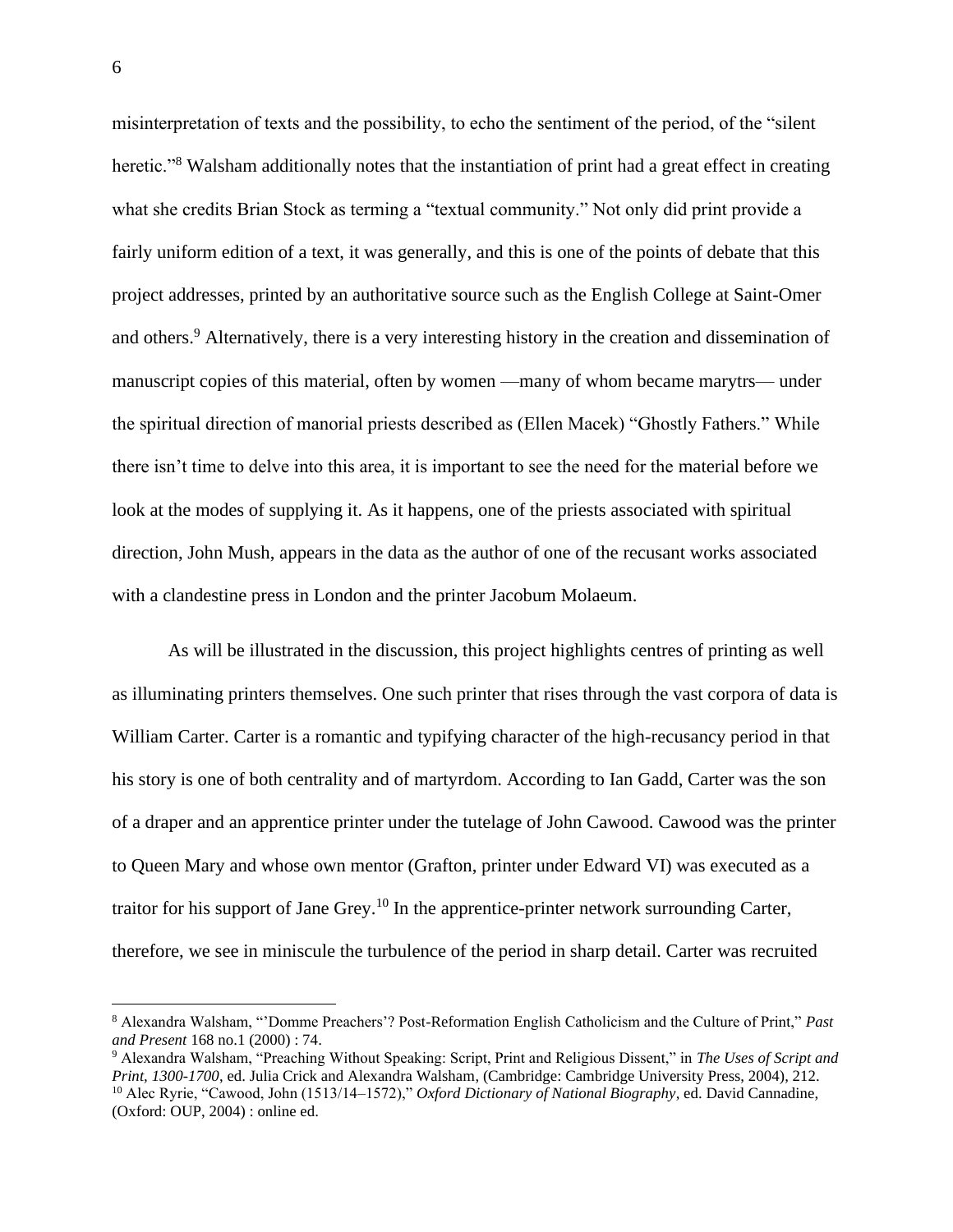misinterpretation of texts and the possibility, to echo the sentiment of the period, of the "silent heretic."[8] Walsham additionally notes that the instantiation of print had a great effect in creating what she credits Brian Stock as terming a "textual community." Not only did print provide a fairly uniform edition of a text, it was generally, and this is one of the points of debate that this project addresses, printed by an authoritative source such as the English College at Saint-Omer and others.[9] Alternatively, there is a very interesting history in the creation and dissemination of manuscript copies of this material, often by women —many of whom became marytrs— under the spiritual direction of manorial priests described as (Ellen Macek) "Ghostly Fathers." While there isn't time to delve into this area, it is important to see the need for the material before we look at the modes of supplying it. As it happens, one of the priests associated with spiritual direction, John Mush, appears in the data as the author of one of the recusant works associated with a clandestine press in London and the printer Jacobum Molaeum.

As will be illustrated in the discussion, this project highlights centres of printing as well as illuminating printers themselves. One such printer that rises through the vast corpora of data is William Carter. Carter is a romantic and typifying character of the high-recusancy period in that his story is one of both centrality and of martyrdom. According to Ian Gadd, Carter was the son of a draper and an apprentice printer under the tutelage of John Cawood. Cawood was the printer to Queen Mary and whose own mentor (Grafton, printer under Edward VI) was executed as a traitor for his support of Jane Grey.[10] In the apprentice-printer network surrounding Carter, therefore, we see in miniscule the turbulence of the period in sharp detail. Carter was recruited

---

[8] Alexandra Walsham, "'Domme Preachers'? Post-Reformation English Catholicism and the Culture of Print," *Past and Present* 168 no.1 (2000) : 74.

[9] Alexandra Walsham, "Preaching Without Speaking: Script, Print and Religious Dissent," in *The Uses of Script and Print, 1300-1700*, ed. Julia Crick and Alexandra Walsham, (Cambridge: Cambridge University Press, 2004), 212.

[10] Alec Ryrie, "Cawood, John (1513/14–1572)," *Oxford Dictionary of National Biography*, ed. David Cannadine, (Oxford: OUP, 2004) : online ed.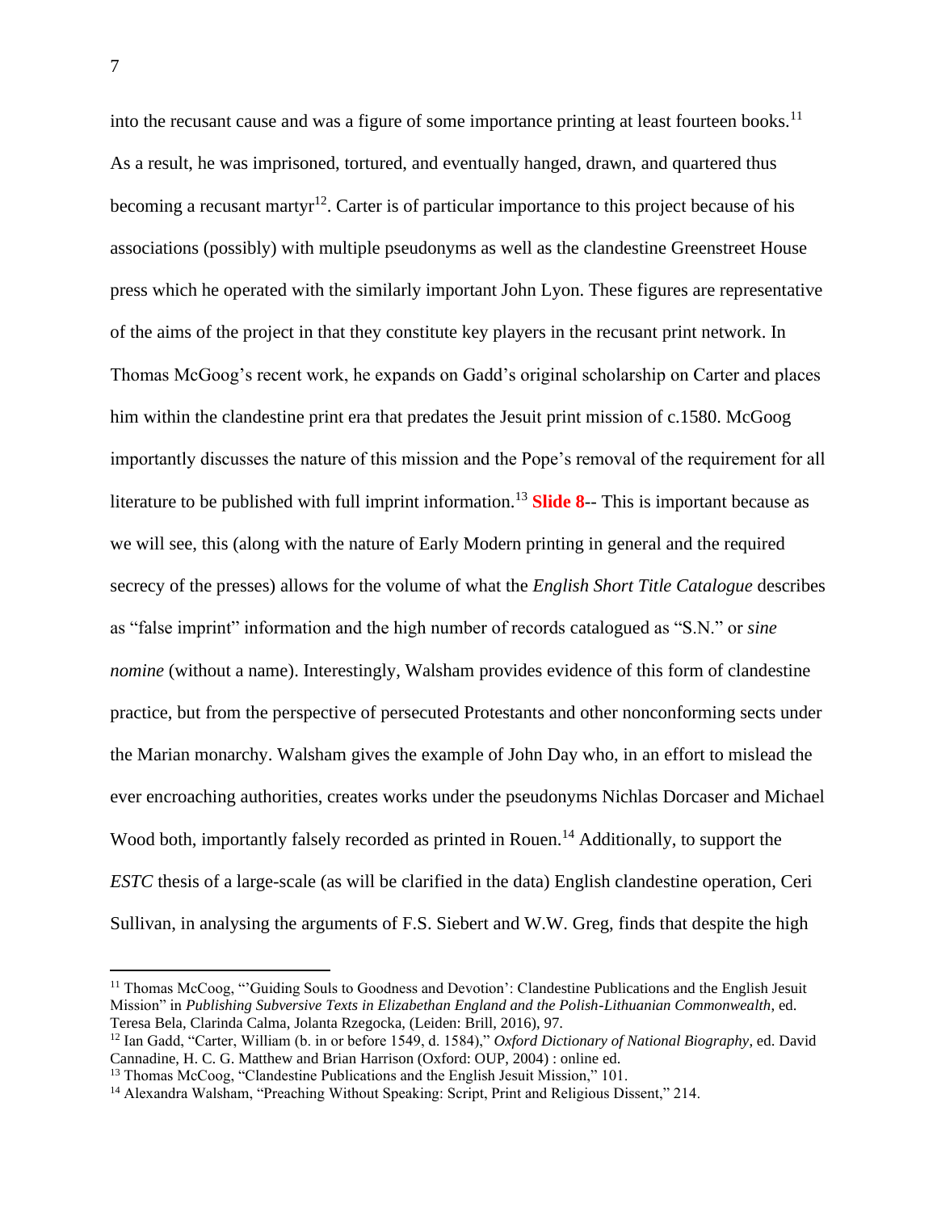into the recusant cause and was a figure of some importance printing at least fourteen books.[11] As a result, he was imprisoned, tortured, and eventually hanged, drawn, and quartered thus becoming a recusant martyr[12]. Carter is of particular importance to this project because of his associations (possibly) with multiple pseudonyms as well as the clandestine Greenstreet House press which he operated with the similarly important John Lyon. These figures are representative of the aims of the project in that they constitute key players in the recusant print network. In Thomas McGoog's recent work, he expands on Gadd's original scholarship on Carter and places him within the clandestine print era that predates the Jesuit print mission of c.1580. McGoog importantly discusses the nature of this mission and the Pope's removal of the requirement for all literature to be published with full imprint information.[13] **Slide 8**-- This is important because as we will see, this (along with the nature of Early Modern printing in general and the required secrecy of the presses) allows for the volume of what the *English Short Title Catalogue* describes as "false imprint" information and the high number of records catalogued as "S.N." or *sine nomine* (without a name). Interestingly, Walsham provides evidence of this form of clandestine practice, but from the perspective of persecuted Protestants and other nonconforming sects under the Marian monarchy. Walsham gives the example of John Day who, in an effort to mislead the ever encroaching authorities, creates works under the pseudonyms Nichlas Dorcaser and Michael Wood both, importantly falsely recorded as printed in Rouen.[14] Additionally, to support the *ESTC* thesis of a large-scale (as will be clarified in the data) English clandestine operation, Ceri Sullivan, in analysing the arguments of F.S. Siebert and W.W. Greg, finds that despite the high

---

[11] Thomas McCoog, "'Guiding Souls to Goodness and Devotion': Clandestine Publications and the English Jesuit Mission" in *Publishing Subversive Texts in Elizabethan England and the Polish-Lithuanian Commonwealth*, ed. Teresa Bela, Clarinda Calma, Jolanta Rzegocka, (Leiden: Brill, 2016), 97.

[12] Ian Gadd, "Carter, William (b. in or before 1549, d. 1584)," *Oxford Dictionary of National Biography*, ed. David Cannadine, H. C. G. Matthew and Brian Harrison (Oxford: OUP, 2004) : online ed.

[13] Thomas McCoog, "Clandestine Publications and the English Jesuit Mission," 101.

[14] Alexandra Walsham, "Preaching Without Speaking: Script, Print and Religious Dissent," 214.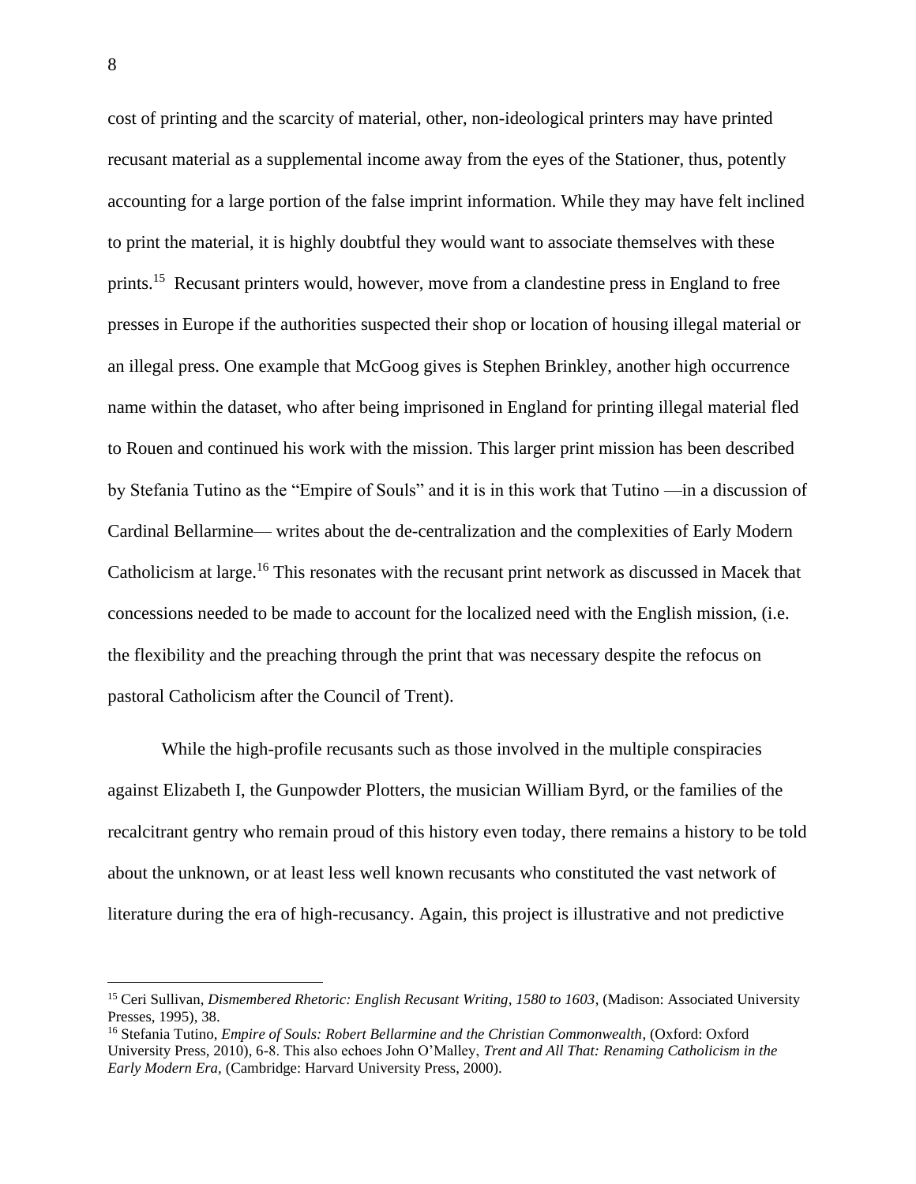cost of printing and the scarcity of material, other, non-ideological printers may have printed recusant material as a supplemental income away from the eyes of the Stationer, thus, potently accounting for a large portion of the false imprint information. While they may have felt inclined to print the material, it is highly doubtful they would want to associate themselves with these prints.[15] Recusant printers would, however, move from a clandestine press in England to free presses in Europe if the authorities suspected their shop or location of housing illegal material or an illegal press. One example that McGoog gives is Stephen Brinkley, another high occurrence name within the dataset, who after being imprisoned in England for printing illegal material fled to Rouen and continued his work with the mission. This larger print mission has been described by Stefania Tutino as the "Empire of Souls" and it is in this work that Tutino —in a discussion of Cardinal Bellarmine— writes about the de-centralization and the complexities of Early Modern Catholicism at large.[16] This resonates with the recusant print network as discussed in Macek that concessions needed to be made to account for the localized need with the English mission, (i.e. the flexibility and the preaching through the print that was necessary despite the refocus on pastoral Catholicism after the Council of Trent).

While the high-profile recusants such as those involved in the multiple conspiracies against Elizabeth I, the Gunpowder Plotters, the musician William Byrd, or the families of the recalcitrant gentry who remain proud of this history even today, there remains a history to be told about the unknown, or at least less well known recusants who constituted the vast network of literature during the era of high-recusancy. Again, this project is illustrative and not predictive

---

[15] Ceri Sullivan, *Dismembered Rhetoric: English Recusant Writing, 1580 to 1603*, (Madison: Associated University Presses, 1995), 38.

[16] Stefania Tutino, *Empire of Souls: Robert Bellarmine and the Christian Commonwealth*, (Oxford: Oxford University Press, 2010), 6-8. This also echoes John O'Malley, *Trent and All That: Renaming Catholicism in the Early Modern Era*, (Cambridge: Harvard University Press, 2000).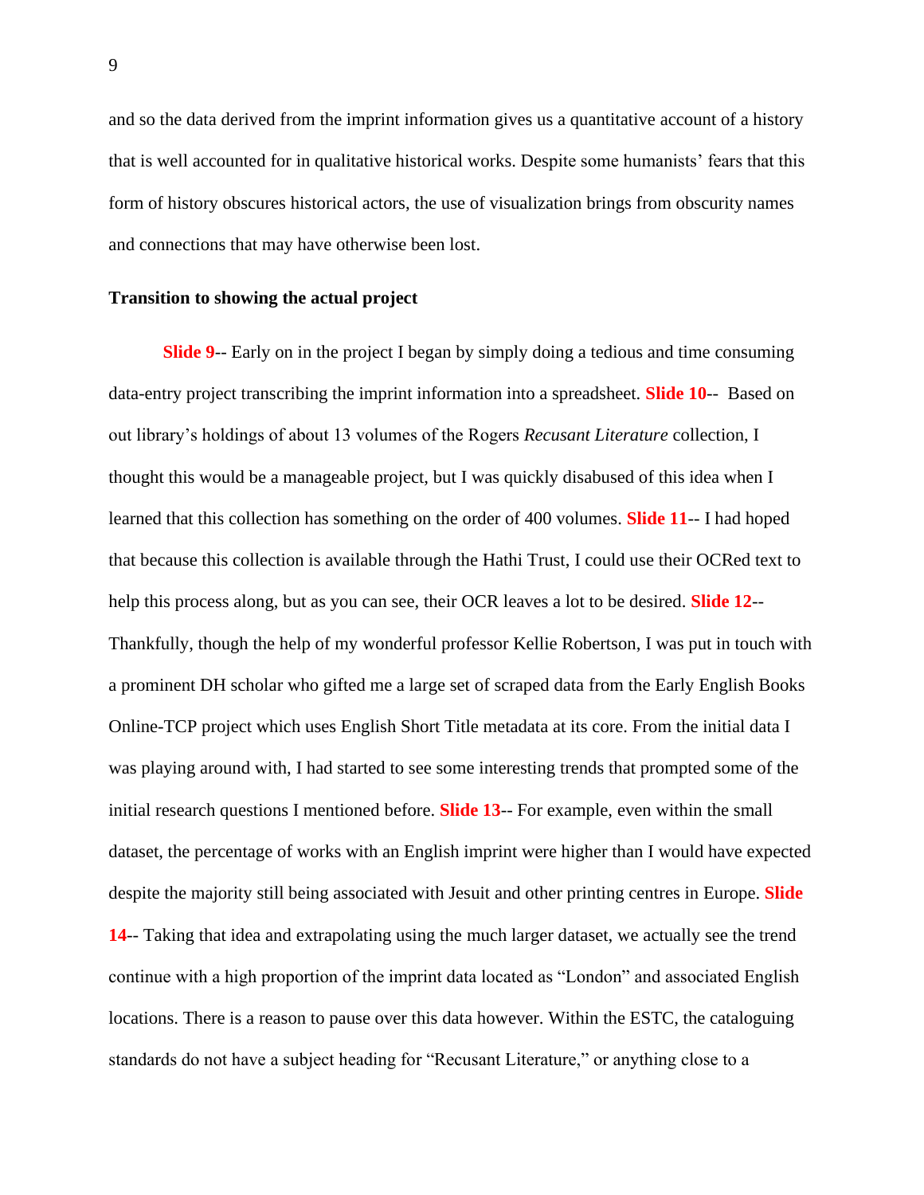and so the data derived from the imprint information gives us a quantitative account of a history that is well accounted for in qualitative historical works. Despite some humanists' fears that this form of history obscures historical actors, the use of visualization brings from obscurity names and connections that may have otherwise been lost.

**Transition to showing the actual project**

**Slide 9**-- Early on in the project I began by simply doing a tedious and time consuming data-entry project transcribing the imprint information into a spreadsheet. **Slide 10**-- Based on out library's holdings of about 13 volumes of the Rogers *Recusant Literature* collection, I thought this would be a manageable project, but I was quickly disabused of this idea when I learned that this collection has something on the order of 400 volumes. **Slide 11**-- I had hoped that because this collection is available through the Hathi Trust, I could use their OCRed text to help this process along, but as you can see, their OCR leaves a lot to be desired. **Slide 12**-- Thankfully, though the help of my wonderful professor Kellie Robertson, I was put in touch with a prominent DH scholar who gifted me a large set of scraped data from the Early English Books Online-TCP project which uses English Short Title metadata at its core. From the initial data I was playing around with, I had started to see some interesting trends that prompted some of the initial research questions I mentioned before. **Slide 13**-- For example, even within the small dataset, the percentage of works with an English imprint were higher than I would have expected despite the majority still being associated with Jesuit and other printing centres in Europe. **Slide 14**-- Taking that idea and extrapolating using the much larger dataset, we actually see the trend continue with a high proportion of the imprint data located as "London" and associated English locations. There is a reason to pause over this data however. Within the ESTC, the cataloguing standards do not have a subject heading for "Recusant Literature," or anything close to a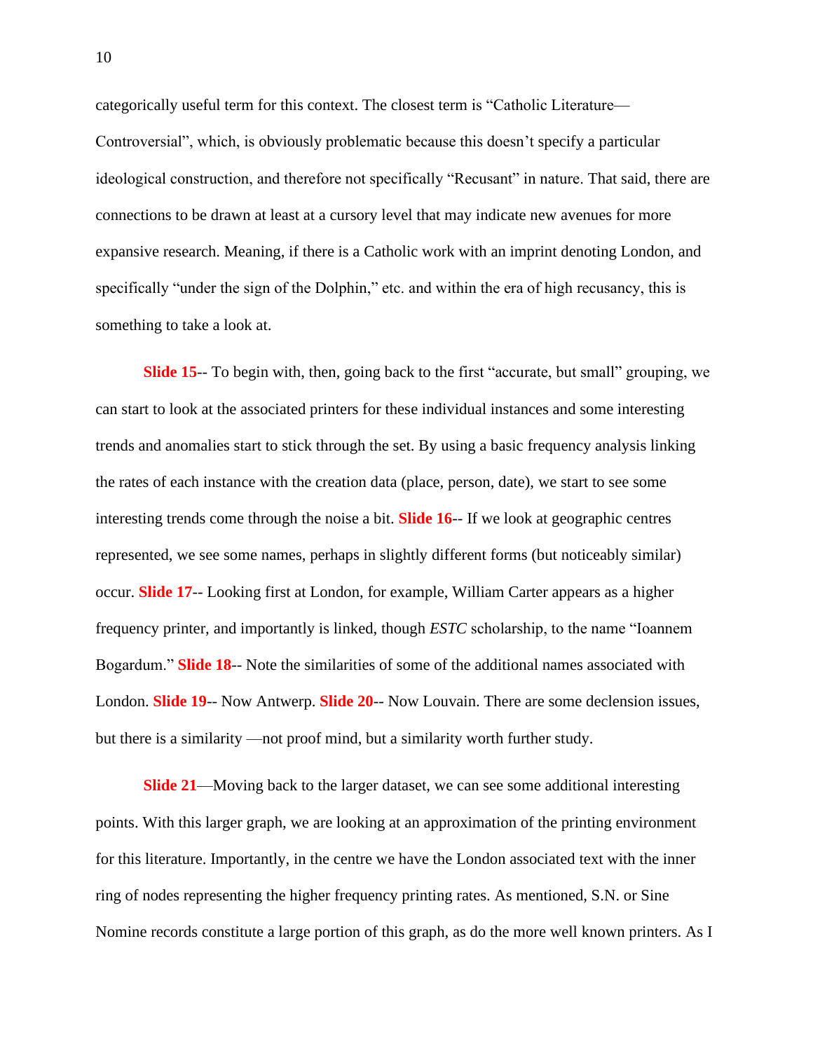categorically useful term for this context. The closest term is "Catholic Literature—Controversial", which, is obviously problematic because this doesn't specify a particular ideological construction, and therefore not specifically "Recusant" in nature. That said, there are connections to be drawn at least at a cursory level that may indicate new avenues for more expansive research. Meaning, if there is a Catholic work with an imprint denoting London, and specifically "under the sign of the Dolphin," etc. and within the era of high recusancy, this is something to take a look at.

**Slide 15**-- To begin with, then, going back to the first "accurate, but small" grouping, we can start to look at the associated printers for these individual instances and some interesting trends and anomalies start to stick through the set. By using a basic frequency analysis linking the rates of each instance with the creation data (place, person, date), we start to see some interesting trends come through the noise a bit. **Slide 16**-- If we look at geographic centres represented, we see some names, perhaps in slightly different forms (but noticeably similar) occur. **Slide 17**-- Looking first at London, for example, William Carter appears as a higher frequency printer, and importantly is linked, though *ESTC* scholarship, to the name "Ioannem Bogardum." **Slide 18**-- Note the similarities of some of the additional names associated with London. **Slide 19**-- Now Antwerp. **Slide 20**-- Now Louvain. There are some declension issues, but there is a similarity —not proof mind, but a similarity worth further study.

**Slide 21**—Moving back to the larger dataset, we can see some additional interesting points. With this larger graph, we are looking at an approximation of the printing environment for this literature. Importantly, in the centre we have the London associated text with the inner ring of nodes representing the higher frequency printing rates. As mentioned, S.N. or Sine Nomine records constitute a large portion of this graph, as do the more well known printers. As I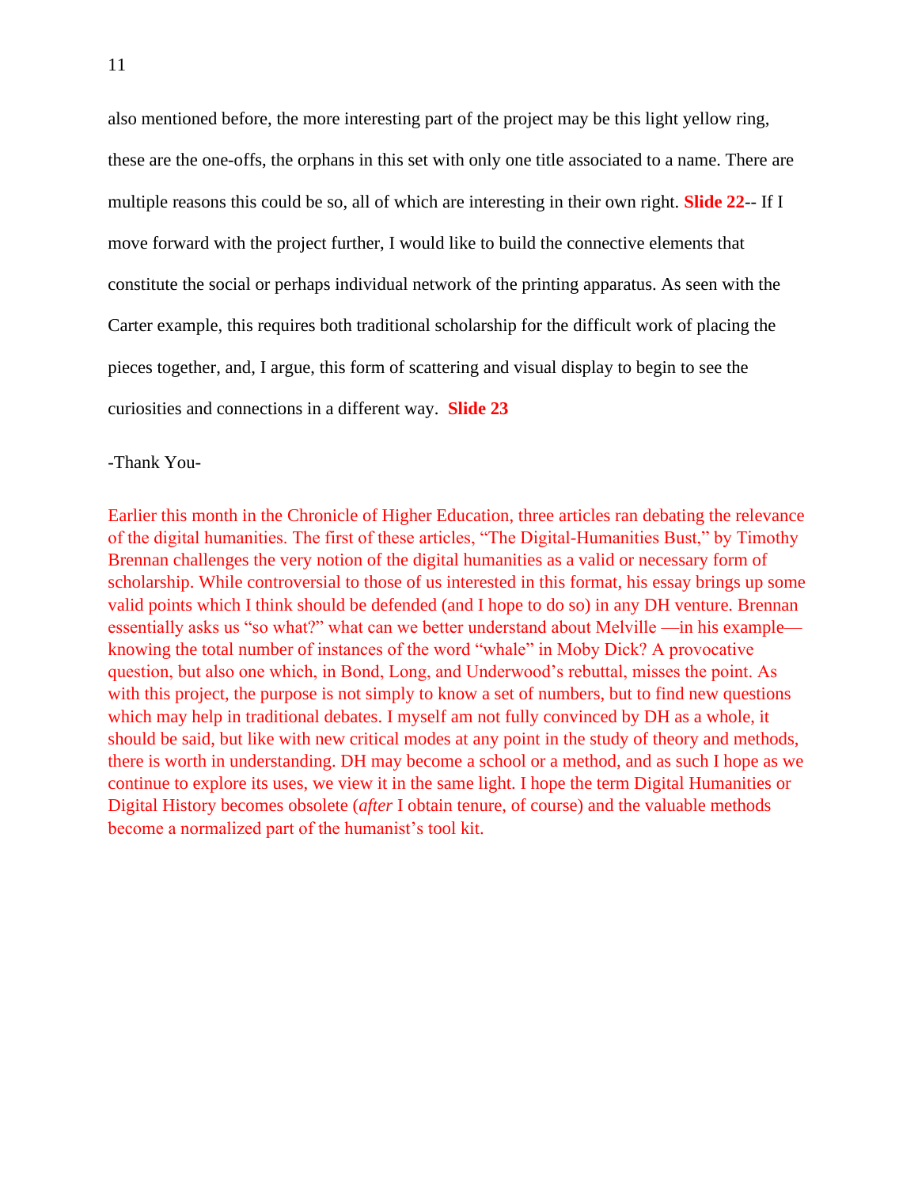also mentioned before, the more interesting part of the project may be this light yellow ring, these are the one-offs, the orphans in this set with only one title associated to a name. There are multiple reasons this could be so, all of which are interesting in their own right. **Slide 22**-- If I move forward with the project further, I would like to build the connective elements that constitute the social or perhaps individual network of the printing apparatus. As seen with the Carter example, this requires both traditional scholarship for the difficult work of placing the pieces together, and, I argue, this form of scattering and visual display to begin to see the curiosities and connections in a different way. **Slide 23**

-Thank You-

Earlier this month in the Chronicle of Higher Education, three articles ran debating the relevance of the digital humanities. The first of these articles, "The Digital-Humanities Bust," by Timothy Brennan challenges the very notion of the digital humanities as a valid or necessary form of scholarship. While controversial to those of us interested in this format, his essay brings up some valid points which I think should be defended (and I hope to do so) in any DH venture. Brennan essentially asks us "so what?" what can we better understand about Melville —in his example— knowing the total number of instances of the word "whale" in Moby Dick? A provocative question, but also one which, in Bond, Long, and Underwood's rebuttal, misses the point. As with this project, the purpose is not simply to know a set of numbers, but to find new questions which may help in traditional debates. I myself am not fully convinced by DH as a whole, it should be said, but like with new critical modes at any point in the study of theory and methods, there is worth in understanding. DH may become a school or a method, and as such I hope as we continue to explore its uses, we view it in the same light. I hope the term Digital Humanities or Digital History becomes obsolete (*after* I obtain tenure, of course) and the valuable methods become a normalized part of the humanist's tool kit.